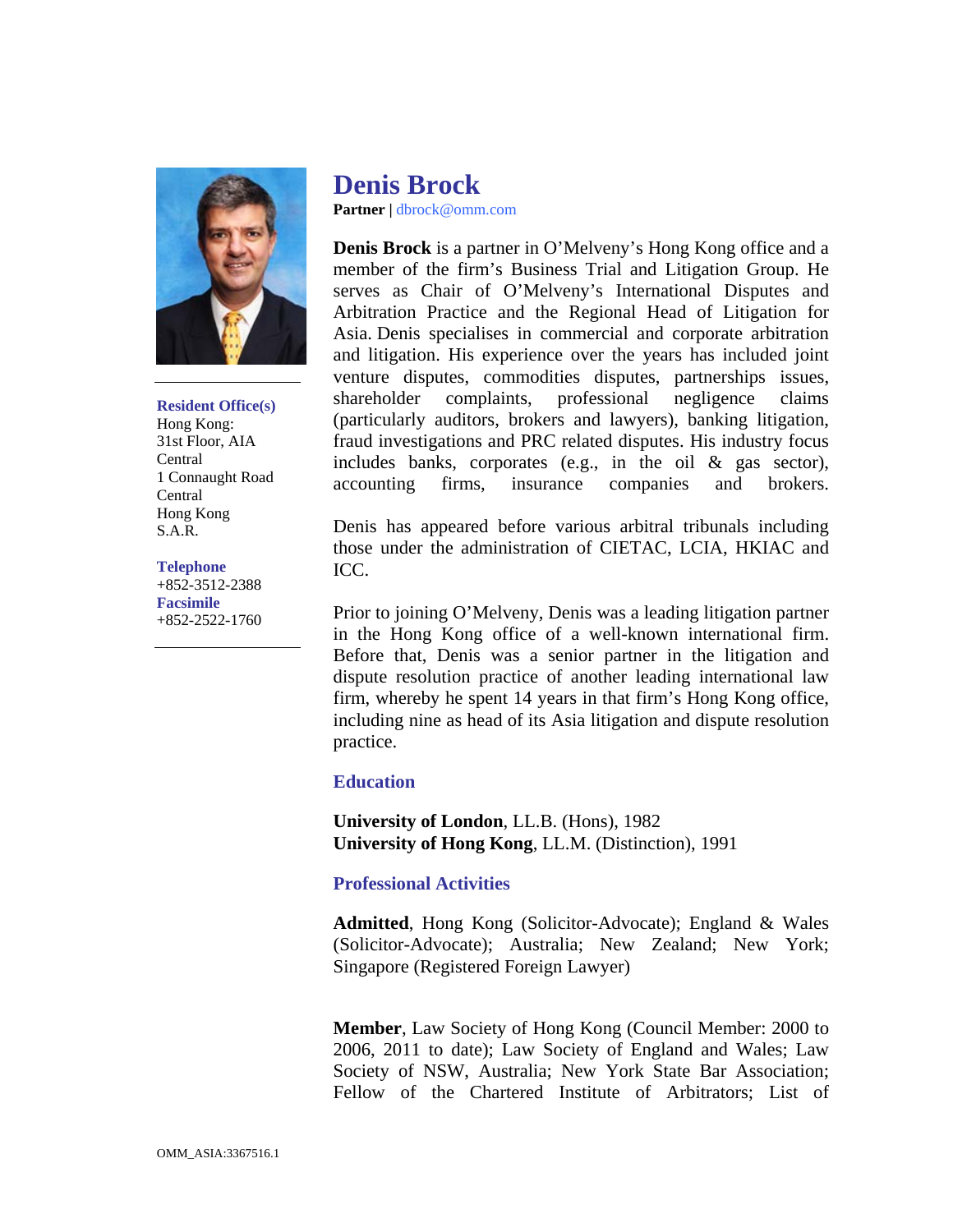# Denis Brock

**Partner** | dbrock@omm.com

**Resident Office(s)**
Hong Kong:
31st Floor, AIA Central
1 Connaught Road Central
Hong Kong
S.A.R.

**Telephone**
+852-3512-2388

**Facsimile**
+852-2522-1760

**Denis Brock** is a partner in O'Melveny's Hong Kong office and a member of the firm's Business Trial and Litigation Group. He serves as Chair of O'Melveny's International Disputes and Arbitration Practice and the Regional Head of Litigation for Asia. Denis specialises in commercial and corporate arbitration and litigation. His experience over the years has included joint venture disputes, commodities disputes, partnerships issues, shareholder complaints, professional negligence claims (particularly auditors, brokers and lawyers), banking litigation, fraud investigations and PRC related disputes. His industry focus includes banks, corporates (e.g., in the oil & gas sector), accounting firms, insurance companies and brokers.

Denis has appeared before various arbitral tribunals including those under the administration of CIETAC, LCIA, HKIAC and ICC.

Prior to joining O'Melveny, Denis was a leading litigation partner in the Hong Kong office of a well-known international firm. Before that, Denis was a senior partner in the litigation and dispute resolution practice of another leading international law firm, whereby he spent 14 years in that firm's Hong Kong office, including nine as head of its Asia litigation and dispute resolution practice.

## Education

**University of London**, LL.B. (Hons), 1982
**University of Hong Kong**, LL.M. (Distinction), 1991

## Professional Activities

**Admitted**, Hong Kong (Solicitor-Advocate); England & Wales (Solicitor-Advocate); Australia; New Zealand; New York; Singapore (Registered Foreign Lawyer)

**Member**, Law Society of Hong Kong (Council Member: 2000 to 2006, 2011 to date); Law Society of England and Wales; Law Society of NSW, Australia; New York State Bar Association; Fellow of the Chartered Institute of Arbitrators; List of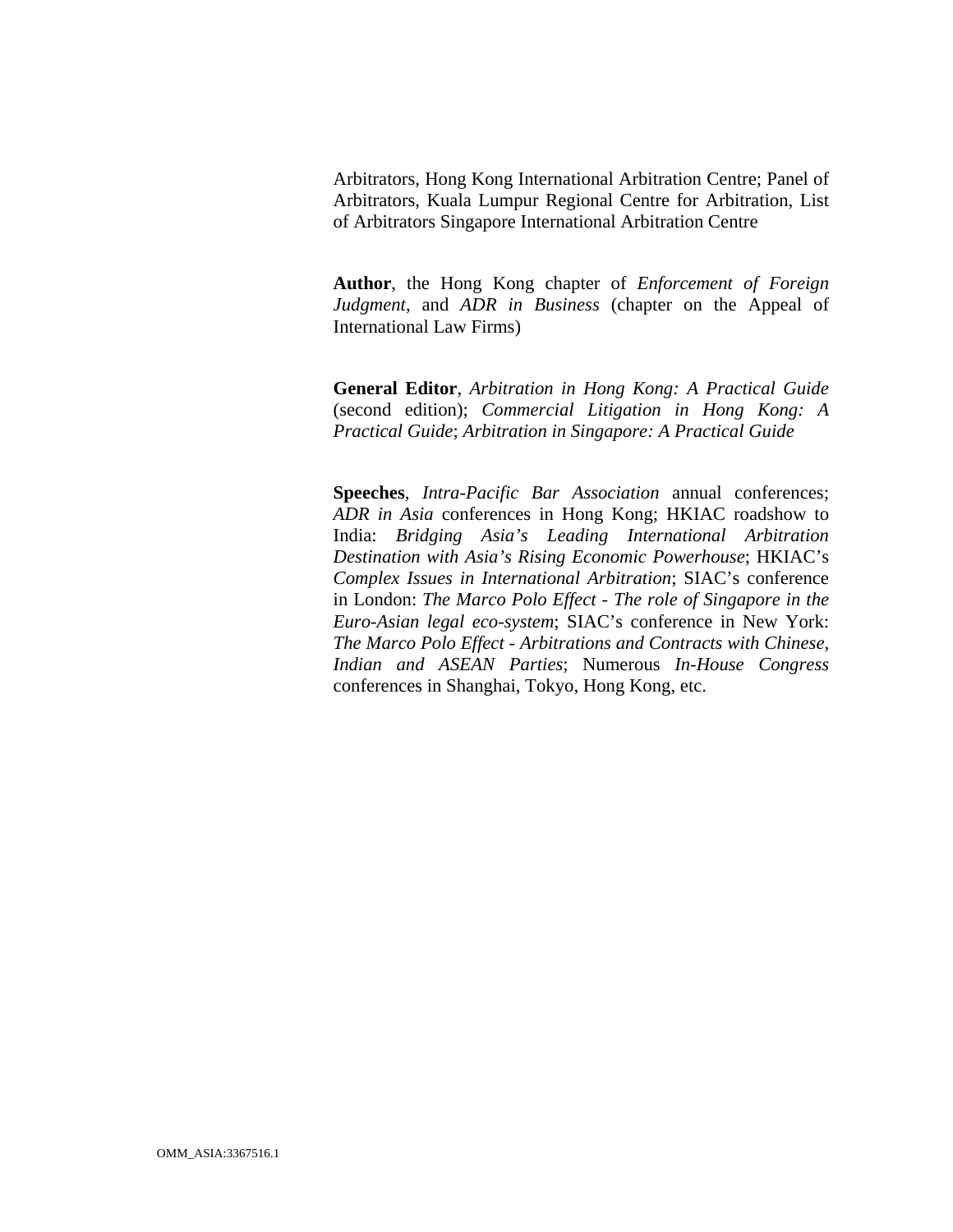Arbitrators, Hong Kong International Arbitration Centre; Panel of Arbitrators, Kuala Lumpur Regional Centre for Arbitration, List of Arbitrators Singapore International Arbitration Centre

**Author**, the Hong Kong chapter of *Enforcement of Foreign Judgment*, and *ADR in Business* (chapter on the Appeal of International Law Firms)

**General Editor**, *Arbitration in Hong Kong: A Practical Guide* (second edition); *Commercial Litigation in Hong Kong: A Practical Guide*; *Arbitration in Singapore: A Practical Guide*

**Speeches**, *Intra-Pacific Bar Association* annual conferences; *ADR in Asia* conferences in Hong Kong; HKIAC roadshow to India: *Bridging Asia's Leading International Arbitration Destination with Asia's Rising Economic Powerhouse*; HKIAC's *Complex Issues in International Arbitration*; SIAC's conference in London: *The Marco Polo Effect - The role of Singapore in the Euro-Asian legal eco-system*; SIAC's conference in New York: *The Marco Polo Effect - Arbitrations and Contracts with Chinese, Indian and ASEAN Parties*; Numerous *In-House Congress* conferences in Shanghai, Tokyo, Hong Kong, etc.